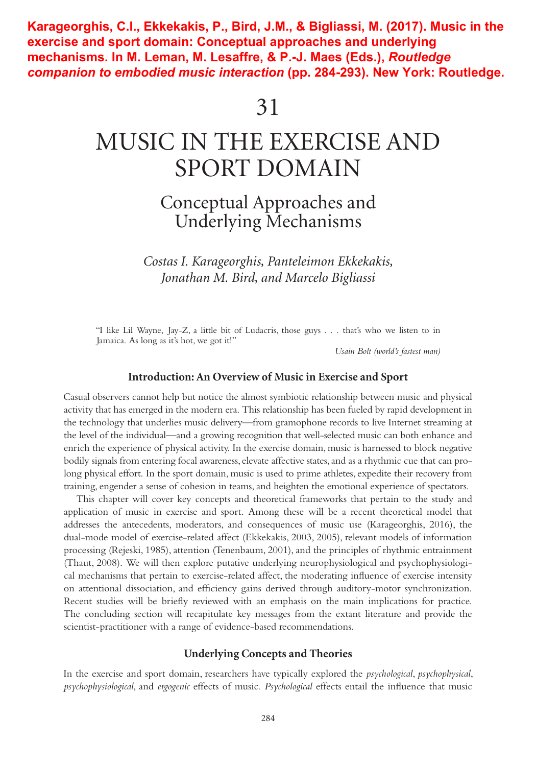**Karageorghis, C.I., Ekkekakis, P., Bird, J.M., & Bigliassi, M. (2017). Music in the exercise and sport domain: Conceptual approaches and underlying mechanisms. In M. Leman, M. Lesaffre, & P.-J. Maes (Eds.), *Routledge companion to embodied music interaction* (pp. 284-293). New York: Routledge.**

# 31

# MUSIC IN THE EXERCISE AND SPORT DOMAIN

## Conceptual Approaches and Underlying Mechanisms

*Costas I. Karageorghis, Panteleimon Ekkekakis, Jonathan M. Bird, and Marcelo Bigliassi*

> "I like Lil Wayne, Jay-Z, a little bit of Ludacris, those guys . . . that's who we listen to in Jamaica. As long as it's hot, we got it!"
>
> *Usain Bolt (world's fastest man)*

### Introduction: An Overview of Music in Exercise and Sport

Casual observers cannot help but notice the almost symbiotic relationship between music and physical activity that has emerged in the modern era. This relationship has been fueled by rapid development in the technology that underlies music delivery—from gramophone records to live Internet streaming at the level of the individual—and a growing recognition that well-selected music can both enhance and enrich the experience of physical activity. In the exercise domain, music is harnessed to block negative bodily signals from entering focal awareness, elevate affective states, and as a rhythmic cue that can prolong physical effort. In the sport domain, music is used to prime athletes, expedite their recovery from training, engender a sense of cohesion in teams, and heighten the emotional experience of spectators.

This chapter will cover key concepts and theoretical frameworks that pertain to the study and application of music in exercise and sport. Among these will be a recent theoretical model that addresses the antecedents, moderators, and consequences of music use (Karageorghis, 2016), the dual-mode model of exercise-related affect (Ekkekakis, 2003, 2005), relevant models of information processing (Rejeski, 1985), attention (Tenenbaum, 2001), and the principles of rhythmic entrainment (Thaut, 2008). We will then explore putative underlying neurophysiological and psychophysiological mechanisms that pertain to exercise-related affect, the moderating influence of exercise intensity on attentional dissociation, and efficiency gains derived through auditory-motor synchronization. Recent studies will be briefly reviewed with an emphasis on the main implications for practice. The concluding section will recapitulate key messages from the extant literature and provide the scientist-practitioner with a range of evidence-based recommendations.

### Underlying Concepts and Theories

In the exercise and sport domain, researchers have typically explored the *psychological*, *psychophysical*, *psychophysiological*, and *ergogenic* effects of music. *Psychological* effects entail the influence that music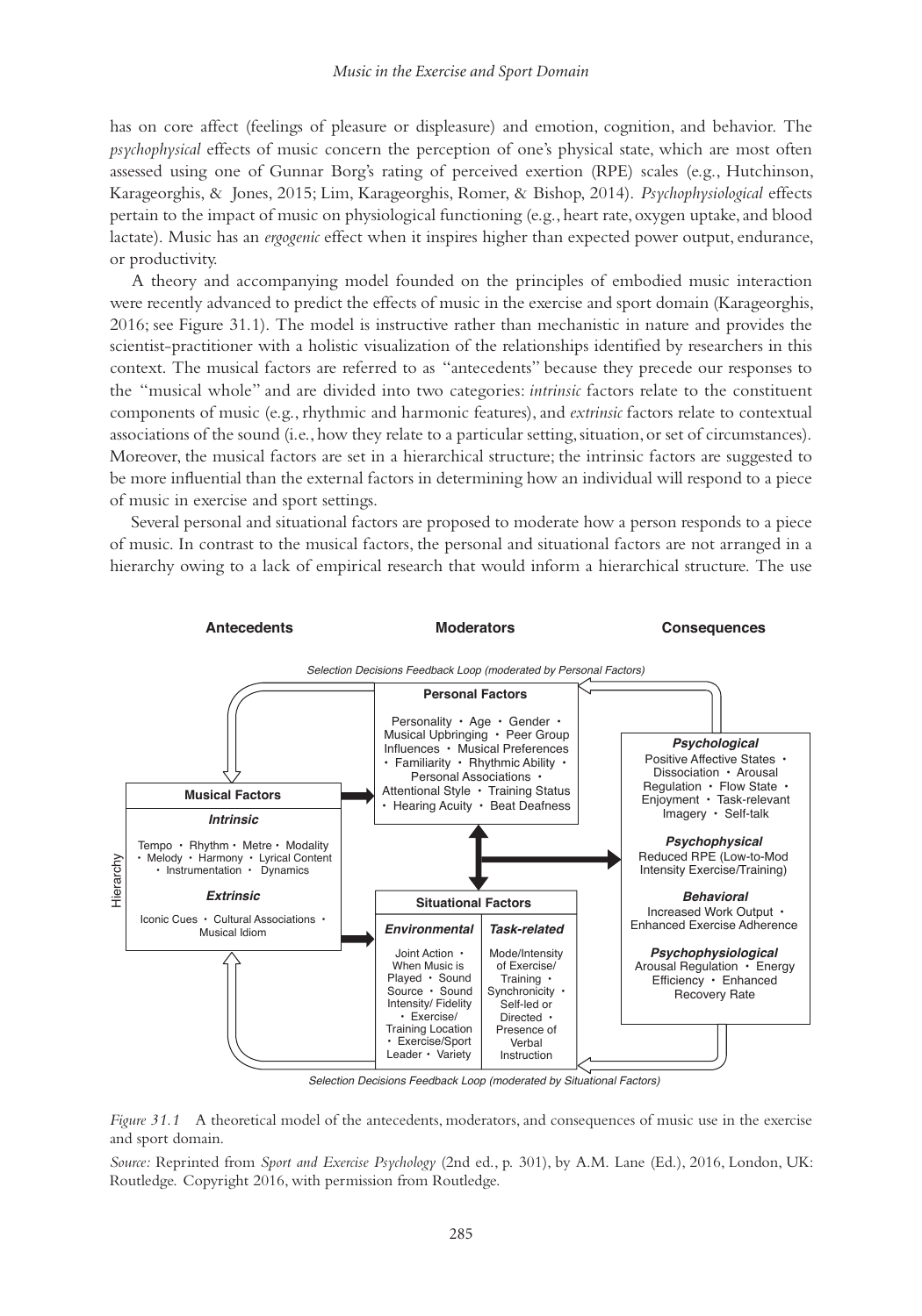has on core affect (feelings of pleasure or displeasure) and emotion, cognition, and behavior. The *psychophysical* effects of music concern the perception of one's physical state, which are most often assessed using one of Gunnar Borg's rating of perceived exertion (RPE) scales (e.g., Hutchinson, Karageorghis, & Jones, 2015; Lim, Karageorghis, Romer, & Bishop, 2014). *Psychophysiological* effects pertain to the impact of music on physiological functioning (e.g., heart rate, oxygen uptake, and blood lactate). Music has an *ergogenic* effect when it inspires higher than expected power output, endurance, or productivity.

A theory and accompanying model founded on the principles of embodied music interaction were recently advanced to predict the effects of music in the exercise and sport domain (Karageorghis, 2016; see Figure 31.1). The model is instructive rather than mechanistic in nature and provides the scientist-practitioner with a holistic visualization of the relationships identified by researchers in this context. The musical factors are referred to as "antecedents" because they precede our responses to the "musical whole" and are divided into two categories: *intrinsic* factors relate to the constituent components of music (e.g., rhythmic and harmonic features), and *extrinsic* factors relate to contextual associations of the sound (i.e., how they relate to a particular setting, situation, or set of circumstances). Moreover, the musical factors are set in a hierarchical structure; the intrinsic factors are suggested to be more influential than the external factors in determining how an individual will respond to a piece of music in exercise and sport settings.

Several personal and situational factors are proposed to moderate how a person responds to a piece of music. In contrast to the musical factors, the personal and situational factors are not arranged in a hierarchy owing to a lack of empirical research that would inform a hierarchical structure. The use

**Antecedents** | **Moderators** | **Consequences**

*Selection Decisions Feedback Loop (moderated by Personal Factors)*

**Musical Factors** (Hierarchy)
- ***Intrinsic***: Tempo • Rhythm • Metre • Modality • Melody • Harmony • Lyrical Content • Instrumentation • Dynamics
- ***Extrinsic***: Iconic Cues • Cultural Associations • Musical Idiom

**Personal Factors**: Personality • Age • Gender • Musical Upbringing • Peer Group Influences • Musical Preferences • Familiarity • Rhythmic Ability • Personal Associations • Attentional Style • Training Status • Hearing Acuity • Beat Deafness

**Situational Factors**
- ***Environmental***: Joint Action • When Music is Played • Sound Source • Sound Intensity/ Fidelity • Exercise/ Training Location • Exercise/Sport Leader • Variety
- ***Task-related***: Mode/Intensity of Exercise/ Training • Synchronicity • Self-led or Directed • Presence of Verbal Instruction

**Consequences**
- ***Psychological***: Positive Affective States • Dissociation • Arousal Regulation • Flow State • Enjoyment • Task-relevant Imagery • Self-talk
- ***Psychophysical***: Reduced RPE (Low-to-Mod Intensity Exercise/Training)
- ***Behavioral***: Increased Work Output • Enhanced Exercise Adherence
- ***Psychophysiological***: Arousal Regulation • Energy Efficiency • Enhanced Recovery Rate

*Selection Decisions Feedback Loop (moderated by Situational Factors)*

*Figure 31.1* A theoretical model of the antecedents, moderators, and consequences of music use in the exercise and sport domain.

*Source:* Reprinted from *Sport and Exercise Psychology* (2nd ed., p. 301), by A.M. Lane (Ed.), 2016, London, UK: Routledge. Copyright 2016, with permission from Routledge.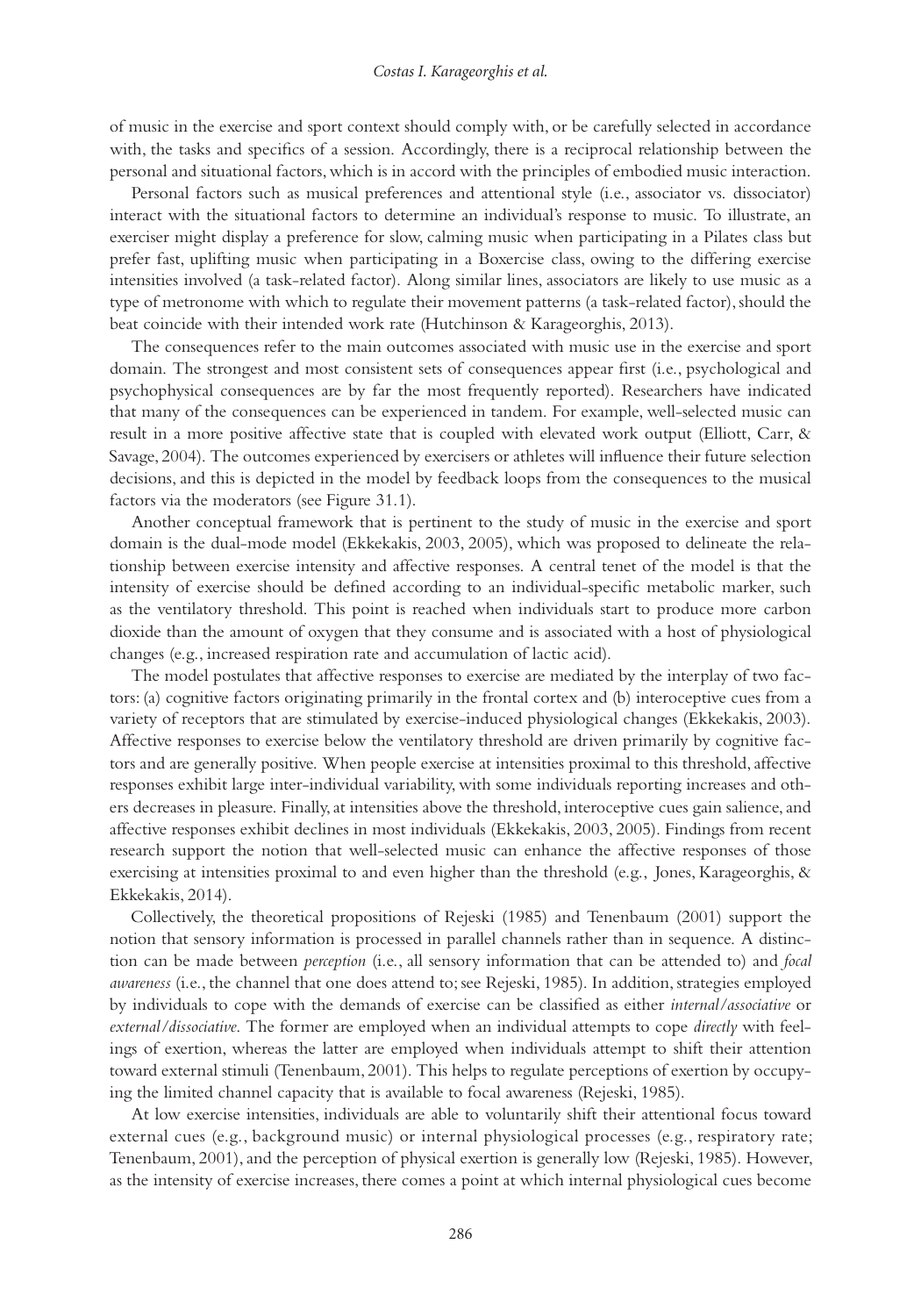of music in the exercise and sport context should comply with, or be carefully selected in accordance with, the tasks and specifics of a session. Accordingly, there is a reciprocal relationship between the personal and situational factors, which is in accord with the principles of embodied music interaction.

Personal factors such as musical preferences and attentional style (i.e., associator vs. dissociator) interact with the situational factors to determine an individual's response to music. To illustrate, an exerciser might display a preference for slow, calming music when participating in a Pilates class but prefer fast, uplifting music when participating in a Boxercise class, owing to the differing exercise intensities involved (a task-related factor). Along similar lines, associators are likely to use music as a type of metronome with which to regulate their movement patterns (a task-related factor), should the beat coincide with their intended work rate (Hutchinson & Karageorghis, 2013).

The consequences refer to the main outcomes associated with music use in the exercise and sport domain. The strongest and most consistent sets of consequences appear first (i.e., psychological and psychophysical consequences are by far the most frequently reported). Researchers have indicated that many of the consequences can be experienced in tandem. For example, well-selected music can result in a more positive affective state that is coupled with elevated work output (Elliott, Carr, & Savage, 2004). The outcomes experienced by exercisers or athletes will influence their future selection decisions, and this is depicted in the model by feedback loops from the consequences to the musical factors via the moderators (see Figure 31.1).

Another conceptual framework that is pertinent to the study of music in the exercise and sport domain is the dual-mode model (Ekkekakis, 2003, 2005), which was proposed to delineate the relationship between exercise intensity and affective responses. A central tenet of the model is that the intensity of exercise should be defined according to an individual-specific metabolic marker, such as the ventilatory threshold. This point is reached when individuals start to produce more carbon dioxide than the amount of oxygen that they consume and is associated with a host of physiological changes (e.g., increased respiration rate and accumulation of lactic acid).

The model postulates that affective responses to exercise are mediated by the interplay of two factors: (a) cognitive factors originating primarily in the frontal cortex and (b) interoceptive cues from a variety of receptors that are stimulated by exercise-induced physiological changes (Ekkekakis, 2003). Affective responses to exercise below the ventilatory threshold are driven primarily by cognitive factors and are generally positive. When people exercise at intensities proximal to this threshold, affective responses exhibit large inter-individual variability, with some individuals reporting increases and others decreases in pleasure. Finally, at intensities above the threshold, interoceptive cues gain salience, and affective responses exhibit declines in most individuals (Ekkekakis, 2003, 2005). Findings from recent research support the notion that well-selected music can enhance the affective responses of those exercising at intensities proximal to and even higher than the threshold (e.g., Jones, Karageorghis, & Ekkekakis, 2014).

Collectively, the theoretical propositions of Rejeski (1985) and Tenenbaum (2001) support the notion that sensory information is processed in parallel channels rather than in sequence. A distinction can be made between *perception* (i.e., all sensory information that can be attended to) and *focal awareness* (i.e., the channel that one does attend to; see Rejeski, 1985). In addition, strategies employed by individuals to cope with the demands of exercise can be classified as either *internal/associative* or *external/dissociative*. The former are employed when an individual attempts to cope *directly* with feelings of exertion, whereas the latter are employed when individuals attempt to shift their attention toward external stimuli (Tenenbaum, 2001). This helps to regulate perceptions of exertion by occupying the limited channel capacity that is available to focal awareness (Rejeski, 1985).

At low exercise intensities, individuals are able to voluntarily shift their attentional focus toward external cues (e.g., background music) or internal physiological processes (e.g., respiratory rate; Tenenbaum, 2001), and the perception of physical exertion is generally low (Rejeski, 1985). However, as the intensity of exercise increases, there comes a point at which internal physiological cues become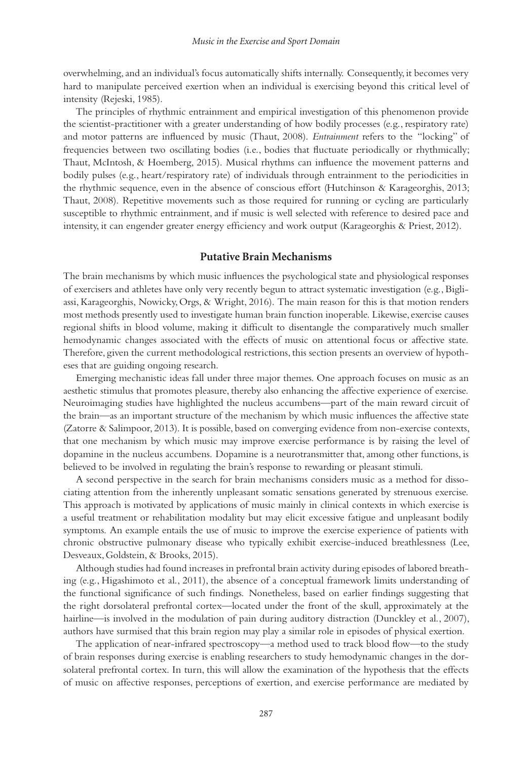overwhelming, and an individual's focus automatically shifts internally. Consequently, it becomes very hard to manipulate perceived exertion when an individual is exercising beyond this critical level of intensity (Rejeski, 1985).

The principles of rhythmic entrainment and empirical investigation of this phenomenon provide the scientist-practitioner with a greater understanding of how bodily processes (e.g., respiratory rate) and motor patterns are influenced by music (Thaut, 2008). *Entrainment* refers to the "locking" of frequencies between two oscillating bodies (i.e., bodies that fluctuate periodically or rhythmically; Thaut, McIntosh, & Hoemberg, 2015). Musical rhythms can influence the movement patterns and bodily pulses (e.g., heart/respiratory rate) of individuals through entrainment to the periodicities in the rhythmic sequence, even in the absence of conscious effort (Hutchinson & Karageorghis, 2013; Thaut, 2008). Repetitive movements such as those required for running or cycling are particularly susceptible to rhythmic entrainment, and if music is well selected with reference to desired pace and intensity, it can engender greater energy efficiency and work output (Karageorghis & Priest, 2012).

## Putative Brain Mechanisms

The brain mechanisms by which music influences the psychological state and physiological responses of exercisers and athletes have only very recently begun to attract systematic investigation (e.g., Bigliassi, Karageorghis, Nowicky, Orgs, & Wright, 2016). The main reason for this is that motion renders most methods presently used to investigate human brain function inoperable. Likewise, exercise causes regional shifts in blood volume, making it difficult to disentangle the comparatively much smaller hemodynamic changes associated with the effects of music on attentional focus or affective state. Therefore, given the current methodological restrictions, this section presents an overview of hypotheses that are guiding ongoing research.

Emerging mechanistic ideas fall under three major themes. One approach focuses on music as an aesthetic stimulus that promotes pleasure, thereby also enhancing the affective experience of exercise. Neuroimaging studies have highlighted the nucleus accumbens—part of the main reward circuit of the brain—as an important structure of the mechanism by which music influences the affective state (Zatorre & Salimpoor, 2013). It is possible, based on converging evidence from non-exercise contexts, that one mechanism by which music may improve exercise performance is by raising the level of dopamine in the nucleus accumbens. Dopamine is a neurotransmitter that, among other functions, is believed to be involved in regulating the brain's response to rewarding or pleasant stimuli.

A second perspective in the search for brain mechanisms considers music as a method for dissociating attention from the inherently unpleasant somatic sensations generated by strenuous exercise. This approach is motivated by applications of music mainly in clinical contexts in which exercise is a useful treatment or rehabilitation modality but may elicit excessive fatigue and unpleasant bodily symptoms. An example entails the use of music to improve the exercise experience of patients with chronic obstructive pulmonary disease who typically exhibit exercise-induced breathlessness (Lee, Desveaux, Goldstein, & Brooks, 2015).

Although studies had found increases in prefrontal brain activity during episodes of labored breathing (e.g., Higashimoto et al., 2011), the absence of a conceptual framework limits understanding of the functional significance of such findings. Nonetheless, based on earlier findings suggesting that the right dorsolateral prefrontal cortex—located under the front of the skull, approximately at the hairline—is involved in the modulation of pain during auditory distraction (Dunckley et al., 2007), authors have surmised that this brain region may play a similar role in episodes of physical exertion.

The application of near-infrared spectroscopy—a method used to track blood flow—to the study of brain responses during exercise is enabling researchers to study hemodynamic changes in the dorsolateral prefrontal cortex. In turn, this will allow the examination of the hypothesis that the effects of music on affective responses, perceptions of exertion, and exercise performance are mediated by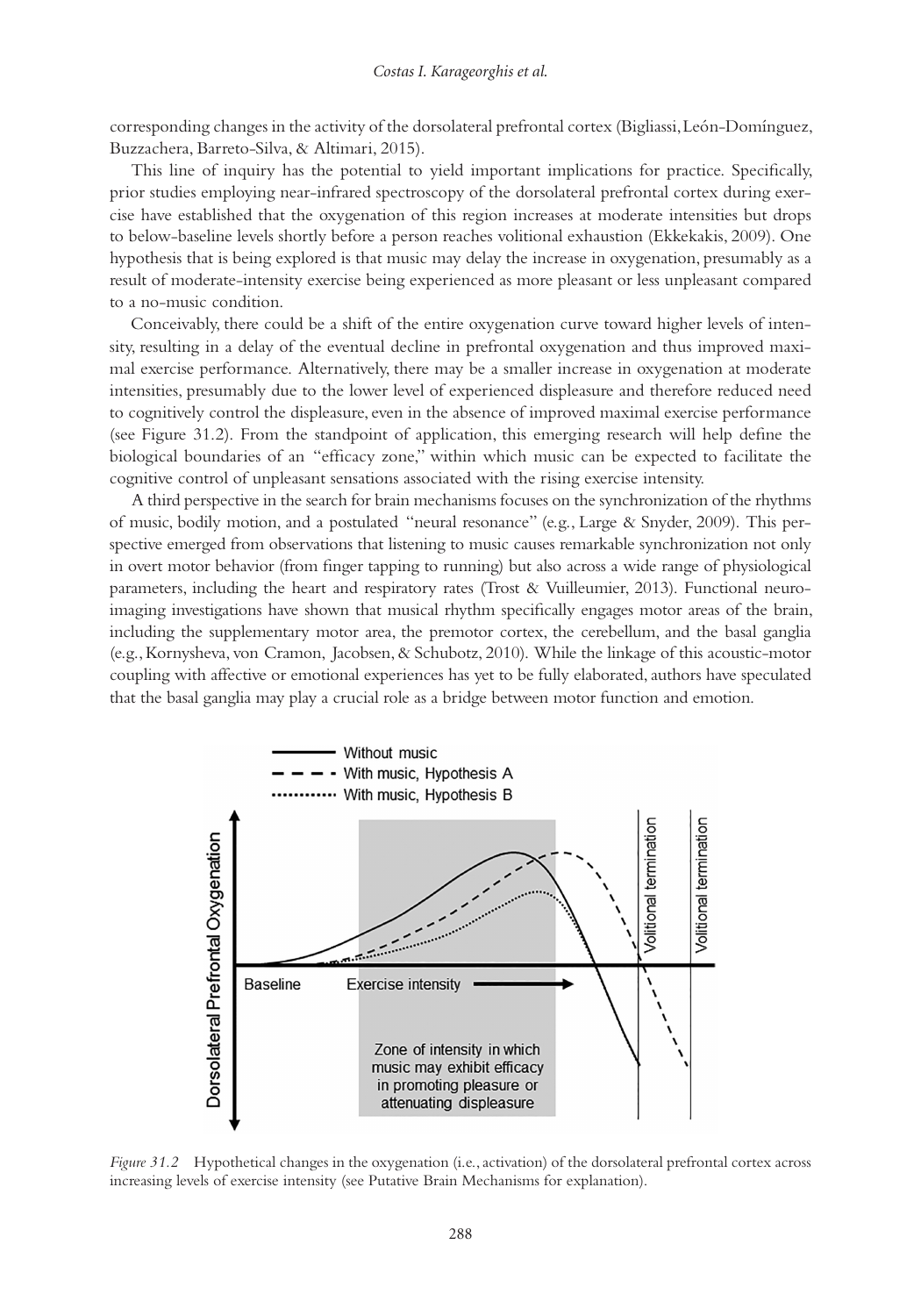corresponding changes in the activity of the dorsolateral prefrontal cortex (Bigliassi, León-Domínguez, Buzzachera, Barreto-Silva, & Altimari, 2015).

This line of inquiry has the potential to yield important implications for practice. Specifically, prior studies employing near-infrared spectroscopy of the dorsolateral prefrontal cortex during exercise have established that the oxygenation of this region increases at moderate intensities but drops to below-baseline levels shortly before a person reaches volitional exhaustion (Ekkekakis, 2009). One hypothesis that is being explored is that music may delay the increase in oxygenation, presumably as a result of moderate-intensity exercise being experienced as more pleasant or less unpleasant compared to a no-music condition.

Conceivably, there could be a shift of the entire oxygenation curve toward higher levels of intensity, resulting in a delay of the eventual decline in prefrontal oxygenation and thus improved maximal exercise performance. Alternatively, there may be a smaller increase in oxygenation at moderate intensities, presumably due to the lower level of experienced displeasure and therefore reduced need to cognitively control the displeasure, even in the absence of improved maximal exercise performance (see Figure 31.2). From the standpoint of application, this emerging research will help define the biological boundaries of an "efficacy zone," within which music can be expected to facilitate the cognitive control of unpleasant sensations associated with the rising exercise intensity.

A third perspective in the search for brain mechanisms focuses on the synchronization of the rhythms of music, bodily motion, and a postulated "neural resonance" (e.g., Large & Snyder, 2009). This perspective emerged from observations that listening to music causes remarkable synchronization not only in overt motor behavior (from finger tapping to running) but also across a wide range of physiological parameters, including the heart and respiratory rates (Trost & Vuilleumier, 2013). Functional neuroimaging investigations have shown that musical rhythm specifically engages motor areas of the brain, including the supplementary motor area, the premotor cortex, the cerebellum, and the basal ganglia (e.g., Kornysheva, von Cramon, Jacobsen, & Schubotz, 2010). While the linkage of this acoustic-motor coupling with affective or emotional experiences has yet to be fully elaborated, authors have speculated that the basal ganglia may play a crucial role as a bridge between motor function and emotion.

*Figure 31.2* Hypothetical changes in the oxygenation (i.e., activation) of the dorsolateral prefrontal cortex across increasing levels of exercise intensity (see Putative Brain Mechanisms for explanation).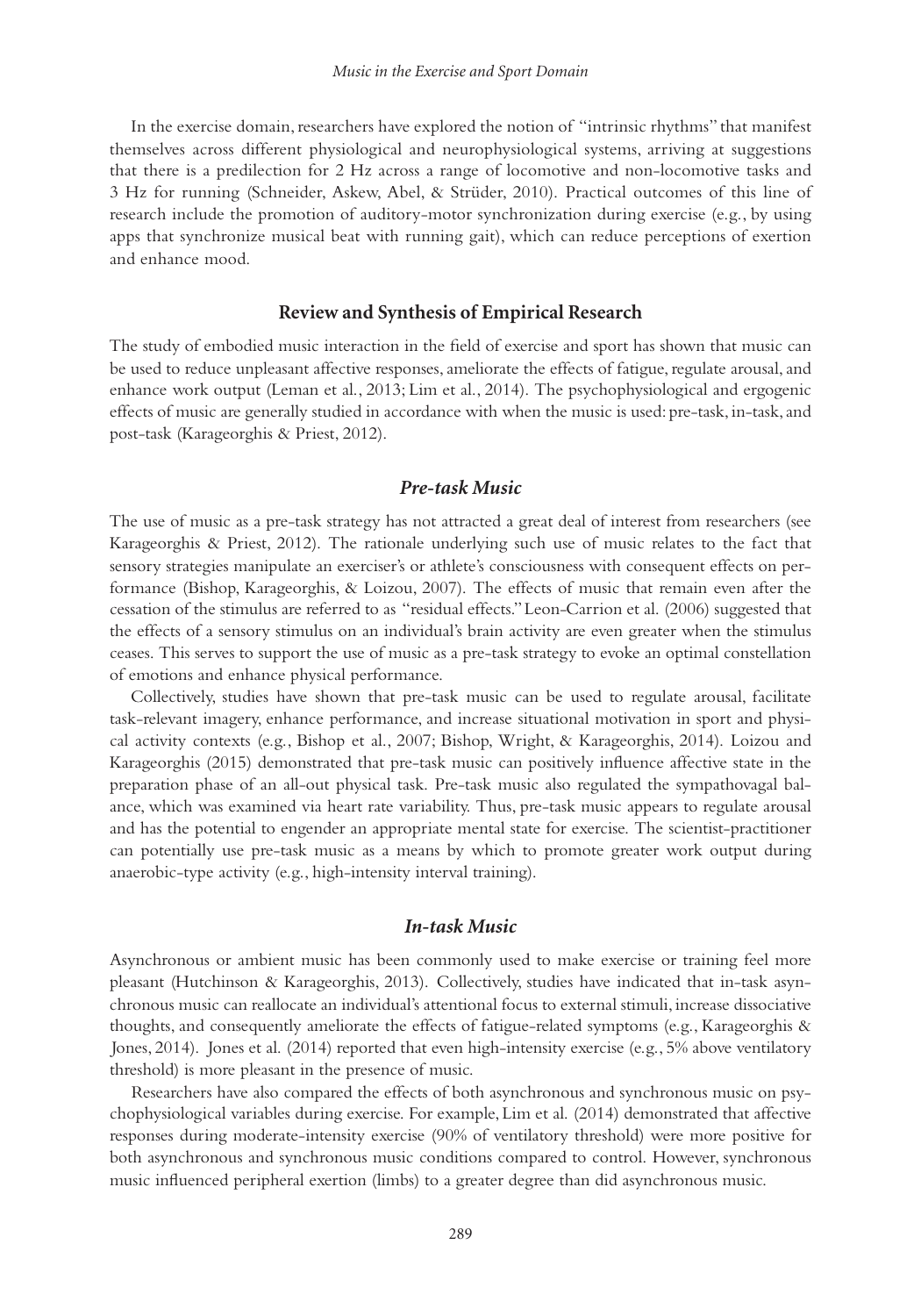In the exercise domain, researchers have explored the notion of "intrinsic rhythms" that manifest themselves across different physiological and neurophysiological systems, arriving at suggestions that there is a predilection for 2 Hz across a range of locomotive and non-locomotive tasks and 3 Hz for running (Schneider, Askew, Abel, & Strüder, 2010). Practical outcomes of this line of research include the promotion of auditory-motor synchronization during exercise (e.g., by using apps that synchronize musical beat with running gait), which can reduce perceptions of exertion and enhance mood.

## Review and Synthesis of Empirical Research

The study of embodied music interaction in the field of exercise and sport has shown that music can be used to reduce unpleasant affective responses, ameliorate the effects of fatigue, regulate arousal, and enhance work output (Leman et al., 2013; Lim et al., 2014). The psychophysiological and ergogenic effects of music are generally studied in accordance with when the music is used: pre-task, in-task, and post-task (Karageorghis & Priest, 2012).

### *Pre-task Music*

The use of music as a pre-task strategy has not attracted a great deal of interest from researchers (see Karageorghis & Priest, 2012). The rationale underlying such use of music relates to the fact that sensory strategies manipulate an exerciser's or athlete's consciousness with consequent effects on performance (Bishop, Karageorghis, & Loizou, 2007). The effects of music that remain even after the cessation of the stimulus are referred to as "residual effects." Leon-Carrion et al. (2006) suggested that the effects of a sensory stimulus on an individual's brain activity are even greater when the stimulus ceases. This serves to support the use of music as a pre-task strategy to evoke an optimal constellation of emotions and enhance physical performance.

Collectively, studies have shown that pre-task music can be used to regulate arousal, facilitate task-relevant imagery, enhance performance, and increase situational motivation in sport and physical activity contexts (e.g., Bishop et al., 2007; Bishop, Wright, & Karageorghis, 2014). Loizou and Karageorghis (2015) demonstrated that pre-task music can positively influence affective state in the preparation phase of an all-out physical task. Pre-task music also regulated the sympathovagal balance, which was examined via heart rate variability. Thus, pre-task music appears to regulate arousal and has the potential to engender an appropriate mental state for exercise. The scientist-practitioner can potentially use pre-task music as a means by which to promote greater work output during anaerobic-type activity (e.g., high-intensity interval training).

### *In-task Music*

Asynchronous or ambient music has been commonly used to make exercise or training feel more pleasant (Hutchinson & Karageorghis, 2013). Collectively, studies have indicated that in-task asynchronous music can reallocate an individual's attentional focus to external stimuli, increase dissociative thoughts, and consequently ameliorate the effects of fatigue-related symptoms (e.g., Karageorghis & Jones, 2014). Jones et al. (2014) reported that even high-intensity exercise (e.g., 5% above ventilatory threshold) is more pleasant in the presence of music.

Researchers have also compared the effects of both asynchronous and synchronous music on psychophysiological variables during exercise. For example, Lim et al. (2014) demonstrated that affective responses during moderate-intensity exercise (90% of ventilatory threshold) were more positive for both asynchronous and synchronous music conditions compared to control. However, synchronous music influenced peripheral exertion (limbs) to a greater degree than did asynchronous music.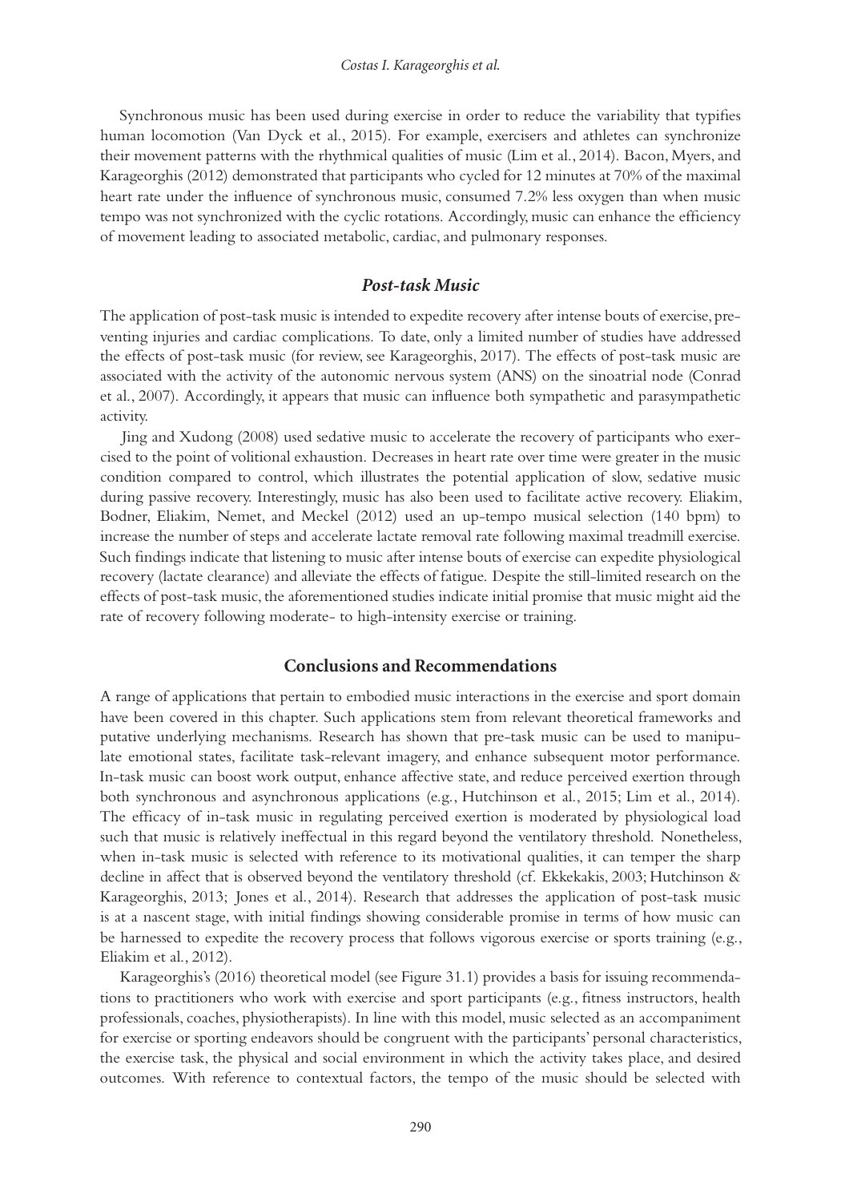Synchronous music has been used during exercise in order to reduce the variability that typifies human locomotion (Van Dyck et al., 2015). For example, exercisers and athletes can synchronize their movement patterns with the rhythmical qualities of music (Lim et al., 2014). Bacon, Myers, and Karageorghis (2012) demonstrated that participants who cycled for 12 minutes at 70% of the maximal heart rate under the influence of synchronous music, consumed 7.2% less oxygen than when music tempo was not synchronized with the cyclic rotations. Accordingly, music can enhance the efficiency of movement leading to associated metabolic, cardiac, and pulmonary responses.

### *Post-task Music*

The application of post-task music is intended to expedite recovery after intense bouts of exercise, preventing injuries and cardiac complications. To date, only a limited number of studies have addressed the effects of post-task music (for review, see Karageorghis, 2017). The effects of post-task music are associated with the activity of the autonomic nervous system (ANS) on the sinoatrial node (Conrad et al., 2007). Accordingly, it appears that music can influence both sympathetic and parasympathetic activity.

Jing and Xudong (2008) used sedative music to accelerate the recovery of participants who exercised to the point of volitional exhaustion. Decreases in heart rate over time were greater in the music condition compared to control, which illustrates the potential application of slow, sedative music during passive recovery. Interestingly, music has also been used to facilitate active recovery. Eliakim, Bodner, Eliakim, Nemet, and Meckel (2012) used an up-tempo musical selection (140 bpm) to increase the number of steps and accelerate lactate removal rate following maximal treadmill exercise. Such findings indicate that listening to music after intense bouts of exercise can expedite physiological recovery (lactate clearance) and alleviate the effects of fatigue. Despite the still-limited research on the effects of post-task music, the aforementioned studies indicate initial promise that music might aid the rate of recovery following moderate- to high-intensity exercise or training.

## Conclusions and Recommendations

A range of applications that pertain to embodied music interactions in the exercise and sport domain have been covered in this chapter. Such applications stem from relevant theoretical frameworks and putative underlying mechanisms. Research has shown that pre-task music can be used to manipulate emotional states, facilitate task-relevant imagery, and enhance subsequent motor performance. In-task music can boost work output, enhance affective state, and reduce perceived exertion through both synchronous and asynchronous applications (e.g., Hutchinson et al., 2015; Lim et al., 2014). The efficacy of in-task music in regulating perceived exertion is moderated by physiological load such that music is relatively ineffectual in this regard beyond the ventilatory threshold. Nonetheless, when in-task music is selected with reference to its motivational qualities, it can temper the sharp decline in affect that is observed beyond the ventilatory threshold (cf. Ekkekakis, 2003; Hutchinson & Karageorghis, 2013; Jones et al., 2014). Research that addresses the application of post-task music is at a nascent stage, with initial findings showing considerable promise in terms of how music can be harnessed to expedite the recovery process that follows vigorous exercise or sports training (e.g., Eliakim et al., 2012).

Karageorghis's (2016) theoretical model (see Figure 31.1) provides a basis for issuing recommendations to practitioners who work with exercise and sport participants (e.g., fitness instructors, health professionals, coaches, physiotherapists). In line with this model, music selected as an accompaniment for exercise or sporting endeavors should be congruent with the participants' personal characteristics, the exercise task, the physical and social environment in which the activity takes place, and desired outcomes. With reference to contextual factors, the tempo of the music should be selected with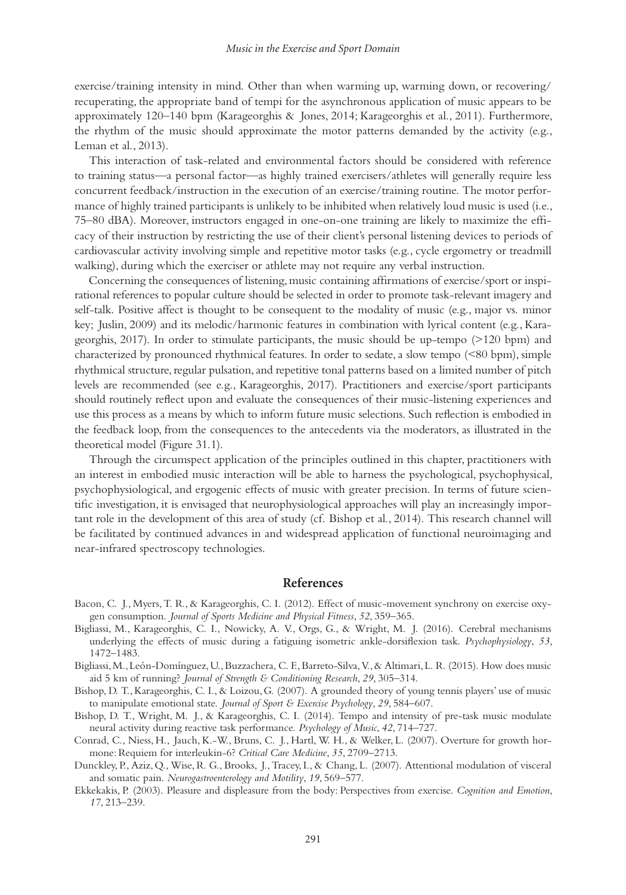exercise/training intensity in mind. Other than when warming up, warming down, or recovering/recuperating, the appropriate band of tempi for the asynchronous application of music appears to be approximately 120–140 bpm (Karageorghis & Jones, 2014; Karageorghis et al., 2011). Furthermore, the rhythm of the music should approximate the motor patterns demanded by the activity (e.g., Leman et al., 2013).

This interaction of task-related and environmental factors should be considered with reference to training status—a personal factor—as highly trained exercisers/athletes will generally require less concurrent feedback/instruction in the execution of an exercise/training routine. The motor performance of highly trained participants is unlikely to be inhibited when relatively loud music is used (i.e., 75–80 dBA). Moreover, instructors engaged in one-on-one training are likely to maximize the efficacy of their instruction by restricting the use of their client's personal listening devices to periods of cardiovascular activity involving simple and repetitive motor tasks (e.g., cycle ergometry or treadmill walking), during which the exerciser or athlete may not require any verbal instruction.

Concerning the consequences of listening, music containing affirmations of exercise/sport or inspirational references to popular culture should be selected in order to promote task-relevant imagery and self-talk. Positive affect is thought to be consequent to the modality of music (e.g., major vs. minor key; Juslin, 2009) and its melodic/harmonic features in combination with lyrical content (e.g., Karageorghis, 2017). In order to stimulate participants, the music should be up-tempo (>120 bpm) and characterized by pronounced rhythmical features. In order to sedate, a slow tempo (<80 bpm), simple rhythmical structure, regular pulsation, and repetitive tonal patterns based on a limited number of pitch levels are recommended (see e.g., Karageorghis, 2017). Practitioners and exercise/sport participants should routinely reflect upon and evaluate the consequences of their music-listening experiences and use this process as a means by which to inform future music selections. Such reflection is embodied in the feedback loop, from the consequences to the antecedents via the moderators, as illustrated in the theoretical model (Figure 31.1).

Through the circumspect application of the principles outlined in this chapter, practitioners with an interest in embodied music interaction will be able to harness the psychological, psychophysical, psychophysiological, and ergogenic effects of music with greater precision. In terms of future scientific investigation, it is envisaged that neurophysiological approaches will play an increasingly important role in the development of this area of study (cf. Bishop et al., 2014). This research channel will be facilitated by continued advances in and widespread application of functional neuroimaging and near-infrared spectroscopy technologies.

## References

Bacon, C. J., Myers, T. R., & Karageorghis, C. I. (2012). Effect of music-movement synchrony on exercise oxygen consumption. *Journal of Sports Medicine and Physical Fitness*, *52*, 359–365.

Bigliassi, M., Karageorghis, C. I., Nowicky, A. V., Orgs, G., & Wright, M. J. (2016). Cerebral mechanisms underlying the effects of music during a fatiguing isometric ankle-dorsiflexion task. *Psychophysiology*, *53*, 1472–1483.

Bigliassi, M., León-Domínguez, U., Buzzachera, C. F., Barreto-Silva, V., & Altimari, L. R. (2015). How does music aid 5 km of running? *Journal of Strength & Conditioning Research*, *29*, 305–314.

Bishop, D. T., Karageorghis, C. I., & Loizou, G. (2007). A grounded theory of young tennis players' use of music to manipulate emotional state. *Journal of Sport & Exercise Psychology*, *29*, 584–607.

Bishop, D. T., Wright, M. J., & Karageorghis, C. I. (2014). Tempo and intensity of pre-task music modulate neural activity during reactive task performance. *Psychology of Music*, *42*, 714–727.

Conrad, C., Niess, H., Jauch, K.-W., Bruns, C. J., Hartl, W. H., & Welker, L. (2007). Overture for growth hormone: Requiem for interleukin-6? *Critical Care Medicine*, *35*, 2709–2713.

Dunckley, P., Aziz, Q., Wise, R. G., Brooks, J., Tracey, I., & Chang, L. (2007). Attentional modulation of visceral and somatic pain. *Neurogastroenterology and Motility*, *19*, 569–577.

Ekkekakis, P. (2003). Pleasure and displeasure from the body: Perspectives from exercise. *Cognition and Emotion*, *17*, 213–239.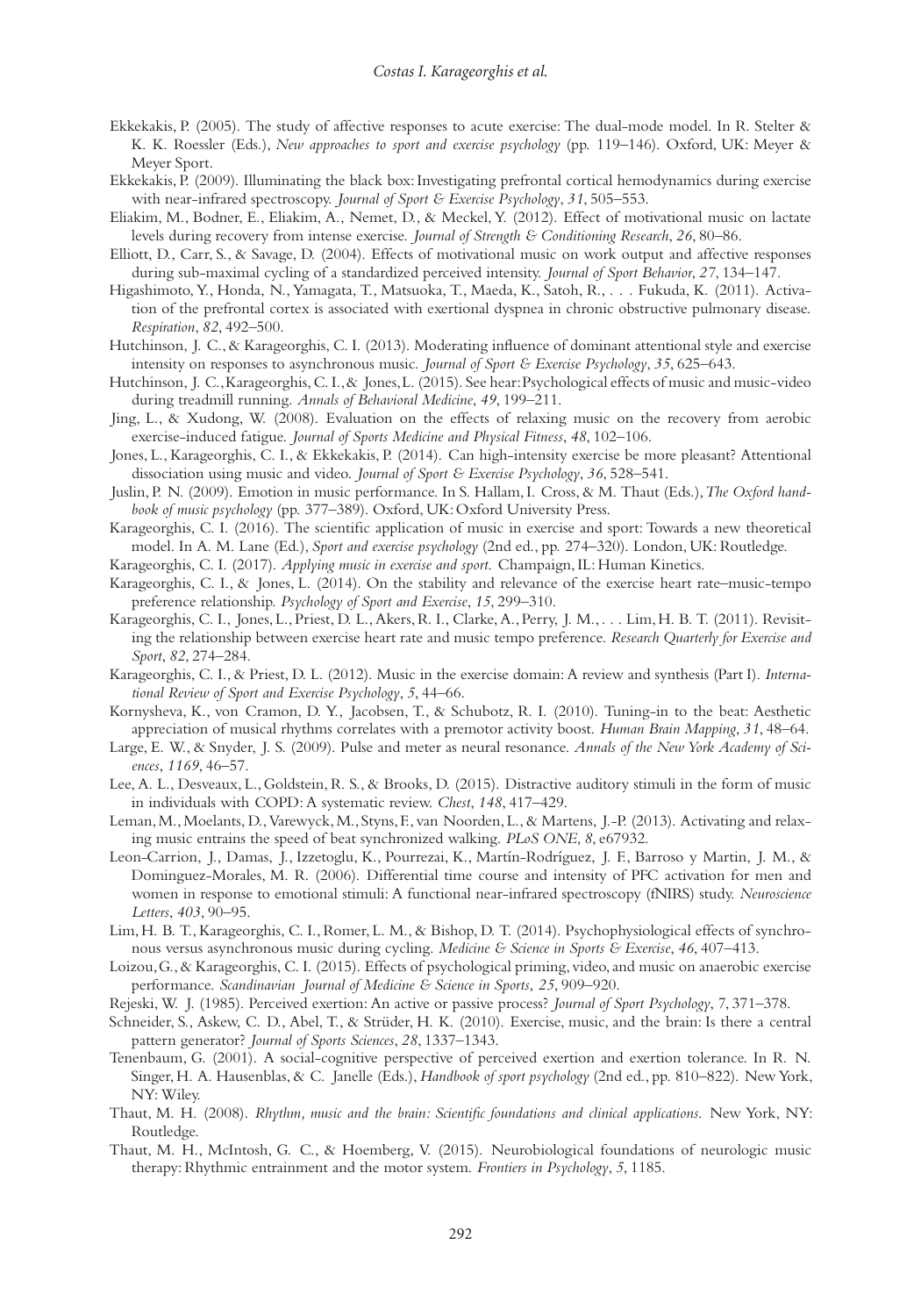Ekkekakis, P. (2005). The study of affective responses to acute exercise: The dual-mode model. In R. Stelter & K. K. Roessler (Eds.), *New approaches to sport and exercise psychology* (pp. 119–146). Oxford, UK: Meyer & Meyer Sport.

Ekkekakis, P. (2009). Illuminating the black box: Investigating prefrontal cortical hemodynamics during exercise with near-infrared spectroscopy. *Journal of Sport & Exercise Psychology*, *31*, 505–553.

Eliakim, M., Bodner, E., Eliakim, A., Nemet, D., & Meckel, Y. (2012). Effect of motivational music on lactate levels during recovery from intense exercise. *Journal of Strength & Conditioning Research*, *26*, 80–86.

Elliott, D., Carr, S., & Savage, D. (2004). Effects of motivational music on work output and affective responses during sub-maximal cycling of a standardized perceived intensity. *Journal of Sport Behavior*, *27*, 134–147.

Higashimoto, Y., Honda, N., Yamagata, T., Matsuoka, T., Maeda, K., Satoh, R., . . . Fukuda, K. (2011). Activation of the prefrontal cortex is associated with exertional dyspnea in chronic obstructive pulmonary disease. *Respiration*, *82*, 492–500.

Hutchinson, J. C., & Karageorghis, C. I. (2013). Moderating influence of dominant attentional style and exercise intensity on responses to asynchronous music. *Journal of Sport & Exercise Psychology*, *35*, 625–643.

Hutchinson, J. C., Karageorghis, C. I., & Jones, L. (2015). See hear: Psychological effects of music and music-video during treadmill running. *Annals of Behavioral Medicine*, *49*, 199–211.

Jing, L., & Xudong, W. (2008). Evaluation on the effects of relaxing music on the recovery from aerobic exercise-induced fatigue. *Journal of Sports Medicine and Physical Fitness*, *48*, 102–106.

Jones, L., Karageorghis, C. I., & Ekkekakis, P. (2014). Can high-intensity exercise be more pleasant? Attentional dissociation using music and video. *Journal of Sport & Exercise Psychology*, *36*, 528–541.

Juslin, P. N. (2009). Emotion in music performance. In S. Hallam, I. Cross, & M. Thaut (Eds.), *The Oxford handbook of music psychology* (pp. 377–389). Oxford, UK: Oxford University Press.

Karageorghis, C. I. (2016). The scientific application of music in exercise and sport: Towards a new theoretical model. In A. M. Lane (Ed.), *Sport and exercise psychology* (2nd ed., pp. 274–320). London, UK: Routledge.

Karageorghis, C. I. (2017). *Applying music in exercise and sport*. Champaign, IL: Human Kinetics.

Karageorghis, C. I., & Jones, L. (2014). On the stability and relevance of the exercise heart rate–music-tempo preference relationship. *Psychology of Sport and Exercise*, *15*, 299–310.

Karageorghis, C. I., Jones, L., Priest, D. L., Akers, R. I., Clarke, A., Perry, J. M., . . . Lim, H. B. T. (2011). Revisiting the relationship between exercise heart rate and music tempo preference. *Research Quarterly for Exercise and Sport*, *82*, 274–284.

Karageorghis, C. I., & Priest, D. L. (2012). Music in the exercise domain: A review and synthesis (Part I). *International Review of Sport and Exercise Psychology*, *5*, 44–66.

Kornysheva, K., von Cramon, D. Y., Jacobsen, T., & Schubotz, R. I. (2010). Tuning-in to the beat: Aesthetic appreciation of musical rhythms correlates with a premotor activity boost. *Human Brain Mapping*, *31*, 48–64.

Large, E. W., & Snyder, J. S. (2009). Pulse and meter as neural resonance. *Annals of the New York Academy of Sciences*, *1169*, 46–57.

Lee, A. L., Desveaux, L., Goldstein, R. S., & Brooks, D. (2015). Distractive auditory stimuli in the form of music in individuals with COPD: A systematic review. *Chest*, *148*, 417–429.

Leman, M., Moelants, D., Varewyck, M., Styns, F., van Noorden, L., & Martens, J.-P. (2013). Activating and relaxing music entrains the speed of beat synchronized walking. *PLoS ONE*, *8*, e67932.

Leon-Carrion, J., Damas, J., Izzetoglu, K., Pourrezai, K., Martín-Rodríguez, J. F., Barroso y Martin, J. M., & Dominguez-Morales, M. R. (2006). Differential time course and intensity of PFC activation for men and women in response to emotional stimuli: A functional near-infrared spectroscopy (fNIRS) study. *Neuroscience Letters*, *403*, 90–95.

Lim, H. B. T., Karageorghis, C. I., Romer, L. M., & Bishop, D. T. (2014). Psychophysiological effects of synchronous versus asynchronous music during cycling. *Medicine & Science in Sports & Exercise*, *46*, 407–413.

Loizou, G., & Karageorghis, C. I. (2015). Effects of psychological priming, video, and music on anaerobic exercise performance. *Scandinavian Journal of Medicine & Science in Sports*, *25*, 909–920.

Rejeski, W. J. (1985). Perceived exertion: An active or passive process? *Journal of Sport Psychology*, *7*, 371–378.

Schneider, S., Askew, C. D., Abel, T., & Strüder, H. K. (2010). Exercise, music, and the brain: Is there a central pattern generator? *Journal of Sports Sciences*, *28*, 1337–1343.

Tenenbaum, G. (2001). A social-cognitive perspective of perceived exertion and exertion tolerance. In R. N. Singer, H. A. Hausenblas, & C. Janelle (Eds.), *Handbook of sport psychology* (2nd ed., pp. 810–822). New York, NY: Wiley.

Thaut, M. H. (2008). *Rhythm, music and the brain: Scientific foundations and clinical applications*. New York, NY: Routledge.

Thaut, M. H., McIntosh, G. C., & Hoemberg, V. (2015). Neurobiological foundations of neurologic music therapy: Rhythmic entrainment and the motor system. *Frontiers in Psychology*, *5*, 1185.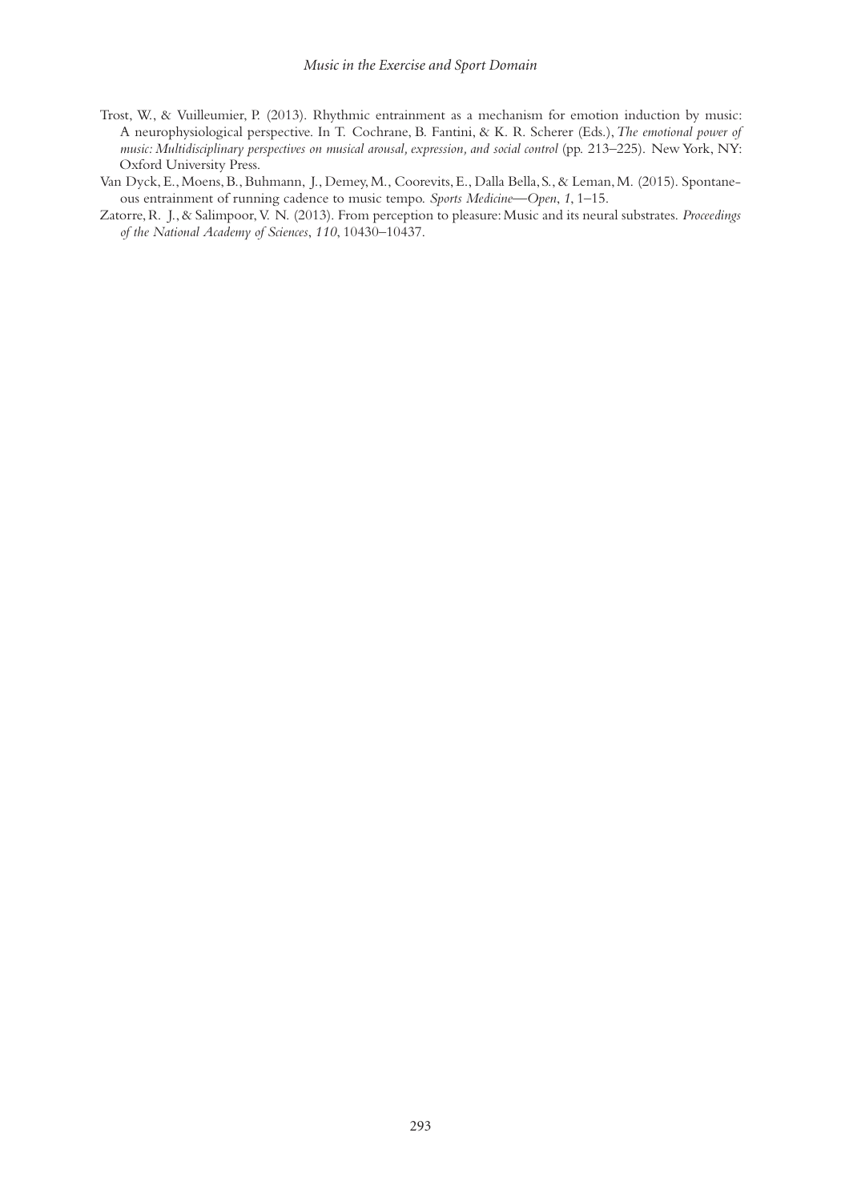Trost, W., & Vuilleumier, P. (2013). Rhythmic entrainment as a mechanism for emotion induction by music: A neurophysiological perspective. In T. Cochrane, B. Fantini, & K. R. Scherer (Eds.), *The emotional power of music: Multidisciplinary perspectives on musical arousal, expression, and social control* (pp. 213–225). New York, NY: Oxford University Press.

Van Dyck, E., Moens, B., Buhmann, J., Demey, M., Coorevits, E., Dalla Bella, S., & Leman, M. (2015). Spontaneous entrainment of running cadence to music tempo. *Sports Medicine—Open*, *1*, 1–15.

Zatorre, R. J., & Salimpoor, V. N. (2013). From perception to pleasure: Music and its neural substrates. *Proceedings of the National Academy of Sciences*, *110*, 10430–10437.